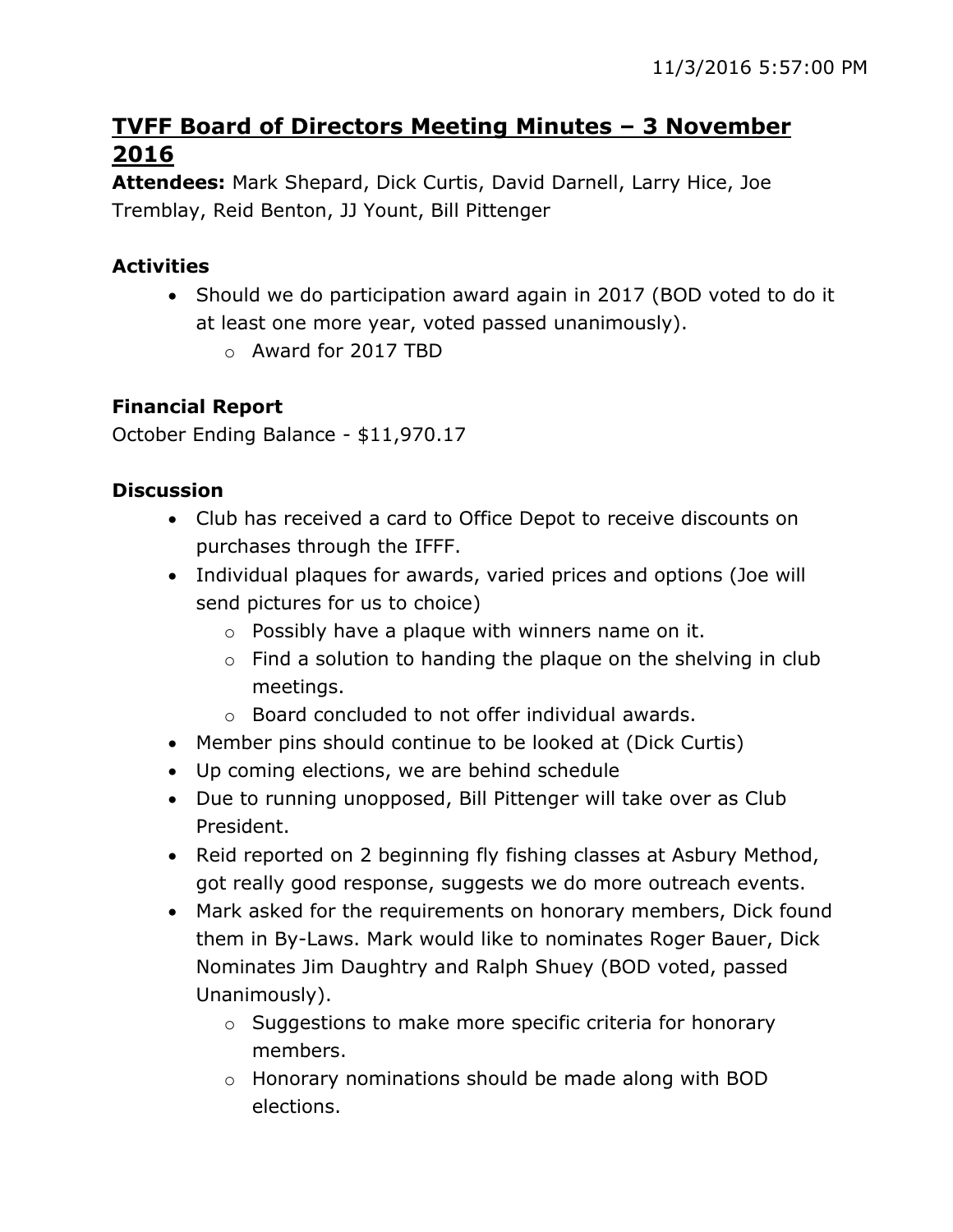# TVFF Board of Directors Meeting Minutes – 3 November 2016

**Attendees:** Mark Shepard, Dick Curtis, David Darnell, Larry Hice, Joe Tremblay, Reid Benton, JJ Yount, Bill Pittenger

**Activities**

- Should we do participation award again in 2017 (BOD voted to do it at least one more year, voted passed unanimously).
  - Award for 2017 TBD

**Financial Report**

October Ending Balance - $11,970.17

**Discussion**

- Club has received a card to Office Depot to receive discounts on purchases through the IFFF.
- Individual plaques for awards, varied prices and options (Joe will send pictures for us to choice)
  - Possibly have a plaque with winners name on it.
  - Find a solution to handing the plaque on the shelving in club meetings.
  - Board concluded to not offer individual awards.
- Member pins should continue to be looked at (Dick Curtis)
- Up coming elections, we are behind schedule
- Due to running unopposed, Bill Pittenger will take over as Club President.
- Reid reported on 2 beginning fly fishing classes at Asbury Method, got really good response, suggests we do more outreach events.
- Mark asked for the requirements on honorary members, Dick found them in By-Laws. Mark would like to nominates Roger Bauer, Dick Nominates Jim Daughtry and Ralph Shuey (BOD voted, passed Unanimously).
  - Suggestions to make more specific criteria for honorary members.
  - Honorary nominations should be made along with BOD elections.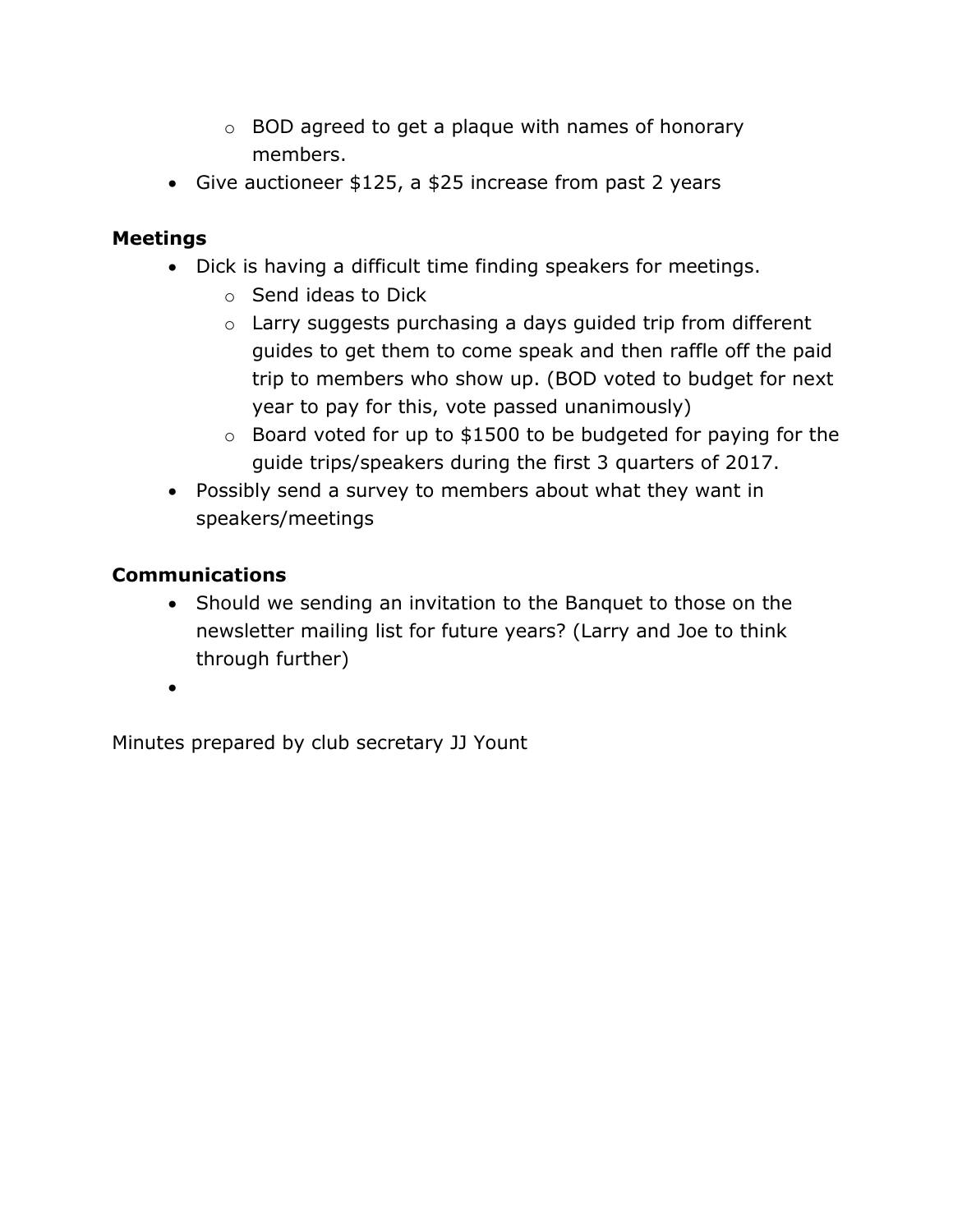- BOD agreed to get a plaque with names of honorary members.
- Give auctioneer $125, a $25 increase from past 2 years

**Meetings**

- Dick is having a difficult time finding speakers for meetings.
  - Send ideas to Dick
  - Larry suggests purchasing a days guided trip from different guides to get them to come speak and then raffle off the paid trip to members who show up. (BOD voted to budget for next year to pay for this, vote passed unanimously)
  - Board voted for up to $1500 to be budgeted for paying for the guide trips/speakers during the first 3 quarters of 2017.
- Possibly send a survey to members about what they want in speakers/meetings

**Communications**

- Should we sending an invitation to the Banquet to those on the newsletter mailing list for future years? (Larry and Joe to think through further)
- 

Minutes prepared by club secretary JJ Yount